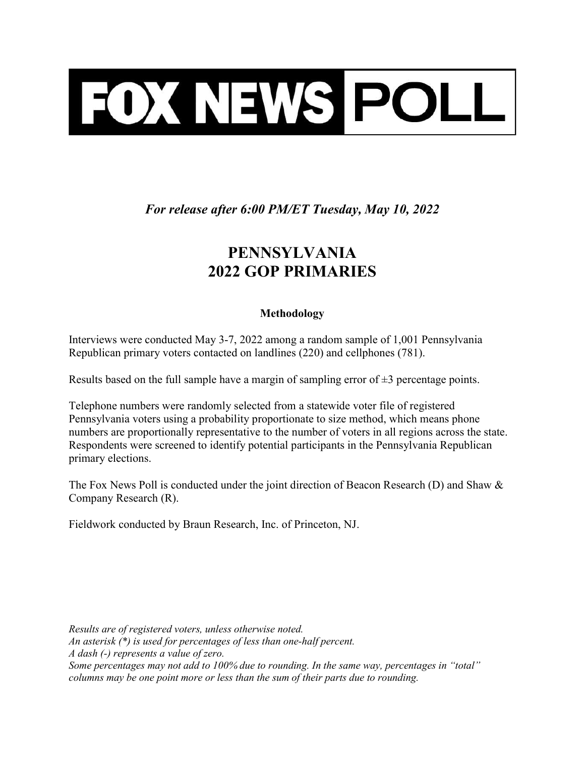# FOX NEWS POLL

*For release after 6:00 PM/ET Tuesday, May 10, 2022*

## PENNSYLVANIA 2022 GOP PRIMARIES

### Methodology

Interviews were conducted May 3-7, 2022 among a random sample of 1,001 Pennsylvania Republican primary voters contacted on landlines (220) and cellphones (781).

Results based on the full sample have a margin of sampling error of ±3 percentage points.

Telephone numbers were randomly selected from a statewide voter file of registered Pennsylvania voters using a probability proportionate to size method, which means phone numbers are proportionally representative to the number of voters in all regions across the state. Respondents were screened to identify potential participants in the Pennsylvania Republican primary elections.

The Fox News Poll is conducted under the joint direction of Beacon Research (D) and Shaw & Company Research (R).

Fieldwork conducted by Braun Research, Inc. of Princeton, NJ.

*Results are of registered voters, unless otherwise noted.*
*An asterisk (*) is used for percentages of less than one-half percent.*
*A dash (-) represents a value of zero.*
*Some percentages may not add to 100% due to rounding. In the same way, percentages in "total" columns may be one point more or less than the sum of their parts due to rounding.*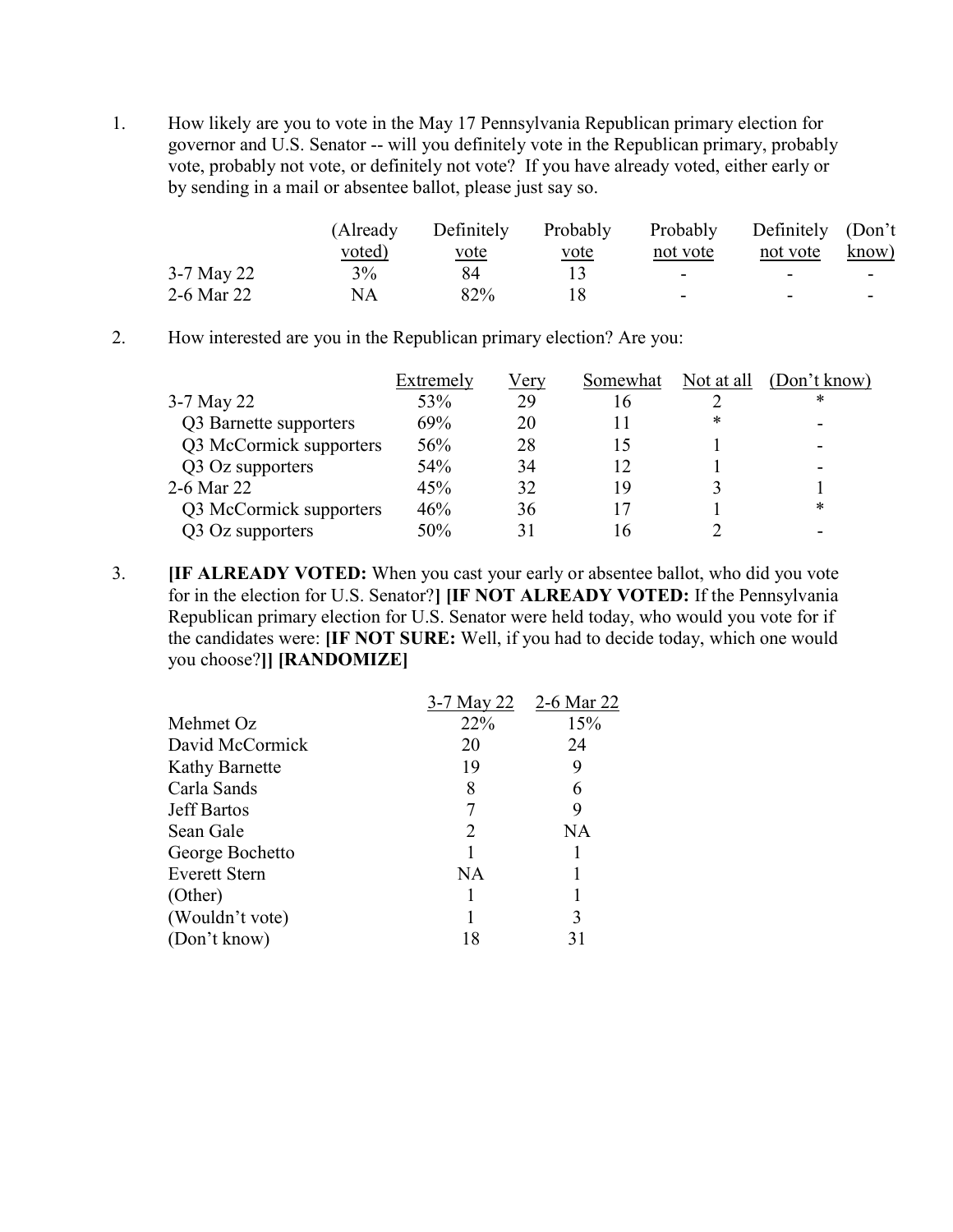1. How likely are you to vote in the May 17 Pennsylvania Republican primary election for governor and U.S. Senator -- will you definitely vote in the Republican primary, probably vote, probably not vote, or definitely not vote? If you have already voted, either early or by sending in a mail or absentee ballot, please just say so.

| | (Already voted) | Definitely vote | Probably vote | Probably not vote | Definitely not vote | (Don't know) |
|---|---|---|---|---|---|---|
| 3-7 May 22 | 3% | 84 | 13 | - | - | - |
| 2-6 Mar 22 | NA | 82% | 18 | - | - | - |

2. How interested are you in the Republican primary election? Are you:

| | Extremely | Very | Somewhat | Not at all | (Don't know) |
|---|---|---|---|---|---|
| 3-7 May 22 | 53% | 29 | 16 | 2 | * |
| Q3 Barnette supporters | 69% | 20 | 11 | * | - |
| Q3 McCormick supporters | 56% | 28 | 15 | 1 | - |
| Q3 Oz supporters | 54% | 34 | 12 | 1 | - |
| 2-6 Mar 22 | 45% | 32 | 19 | 3 | 1 |
| Q3 McCormick supporters | 46% | 36 | 17 | 1 | * |
| Q3 Oz supporters | 50% | 31 | 16 | 2 | - |

3. **[IF ALREADY VOTED:** When you cast your early or absentee ballot, who did you vote for in the election for U.S. Senator?**] [IF NOT ALREADY VOTED:** If the Pennsylvania Republican primary election for U.S. Senator were held today, who would you vote for if the candidates were: **[IF NOT SURE:** Well, if you had to decide today, which one would you choose?**]] [RANDOMIZE]**

| | 3-7 May 22 | 2-6 Mar 22 |
|---|---|---|
| Mehmet Oz | 22% | 15% |
| David McCormick | 20 | 24 |
| Kathy Barnette | 19 | 9 |
| Carla Sands | 8 | 6 |
| Jeff Bartos | 7 | 9 |
| Sean Gale | 2 | NA |
| George Bochetto | 1 | 1 |
| Everett Stern | NA | 1 |
| (Other) | 1 | 1 |
| (Wouldn't vote) | 1 | 3 |
| (Don't know) | 18 | 31 |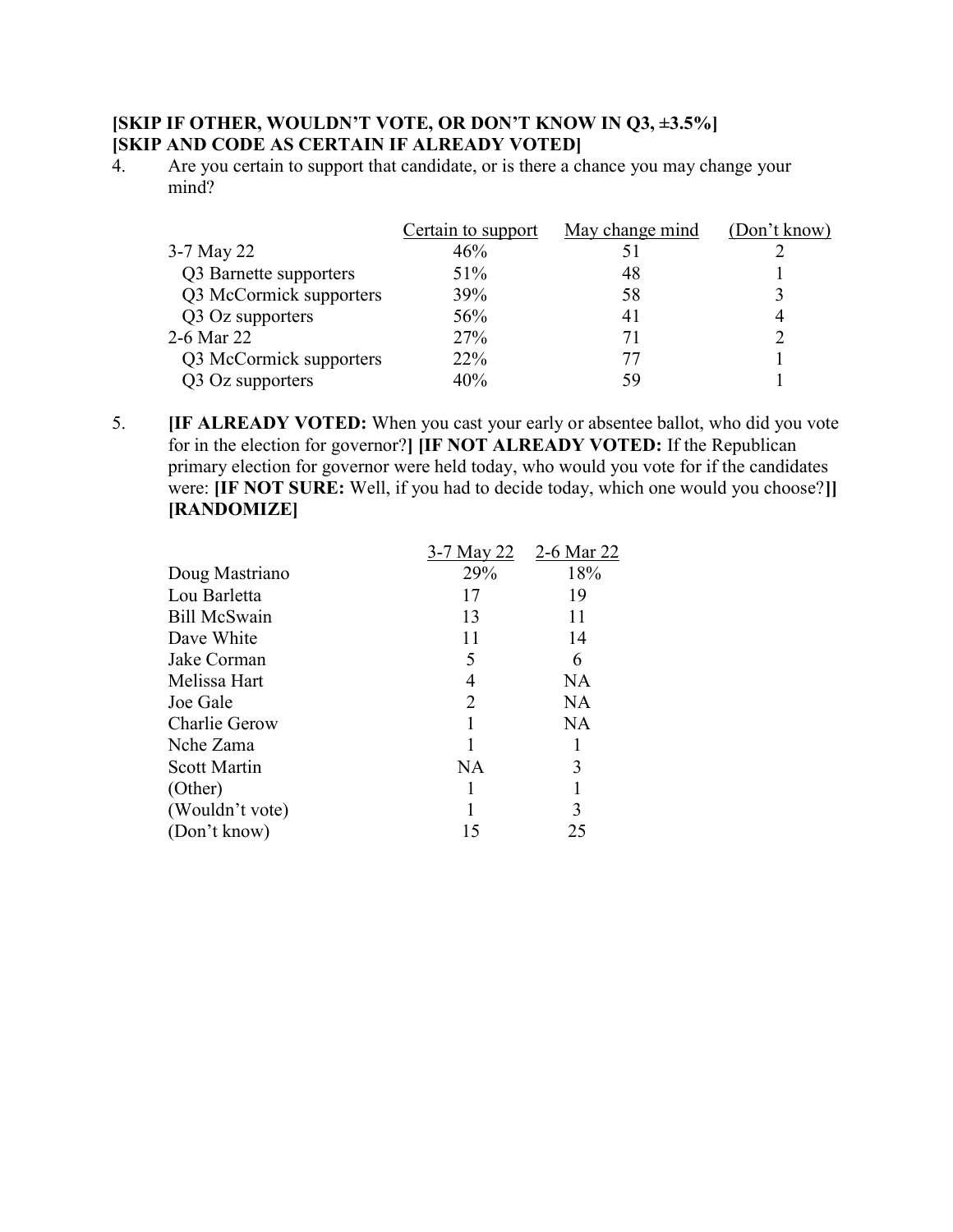**[SKIP IF OTHER, WOULDN'T VOTE, OR DON'T KNOW IN Q3, ±3.5%]**
**[SKIP AND CODE AS CERTAIN IF ALREADY VOTED]**

4. Are you certain to support that candidate, or is there a chance you may change your mind?

| | Certain to support | May change mind | (Don't know) |
|---|---|---|---|
| 3-7 May 22 | 46% | 51 | 2 |
| Q3 Barnette supporters | 51% | 48 | 1 |
| Q3 McCormick supporters | 39% | 58 | 3 |
| Q3 Oz supporters | 56% | 41 | 4 |
| 2-6 Mar 22 | 27% | 71 | 2 |
| Q3 McCormick supporters | 22% | 77 | 1 |
| Q3 Oz supporters | 40% | 59 | 1 |

5. **[IF ALREADY VOTED:** When you cast your early or absentee ballot, who did you vote for in the election for governor?**] [IF NOT ALREADY VOTED:** If the Republican primary election for governor were held today, who would you vote for if the candidates were: **[IF NOT SURE:** Well, if you had to decide today, which one would you choose?**]] [RANDOMIZE]**

| | 3-7 May 22 | 2-6 Mar 22 |
|---|---|---|
| Doug Mastriano | 29% | 18% |
| Lou Barletta | 17 | 19 |
| Bill McSwain | 13 | 11 |
| Dave White | 11 | 14 |
| Jake Corman | 5 | 6 |
| Melissa Hart | 4 | NA |
| Joe Gale | 2 | NA |
| Charlie Gerow | 1 | NA |
| Nche Zama | 1 | 1 |
| Scott Martin | NA | 3 |
| (Other) | 1 | 1 |
| (Wouldn't vote) | 1 | 3 |
| (Don't know) | 15 | 25 |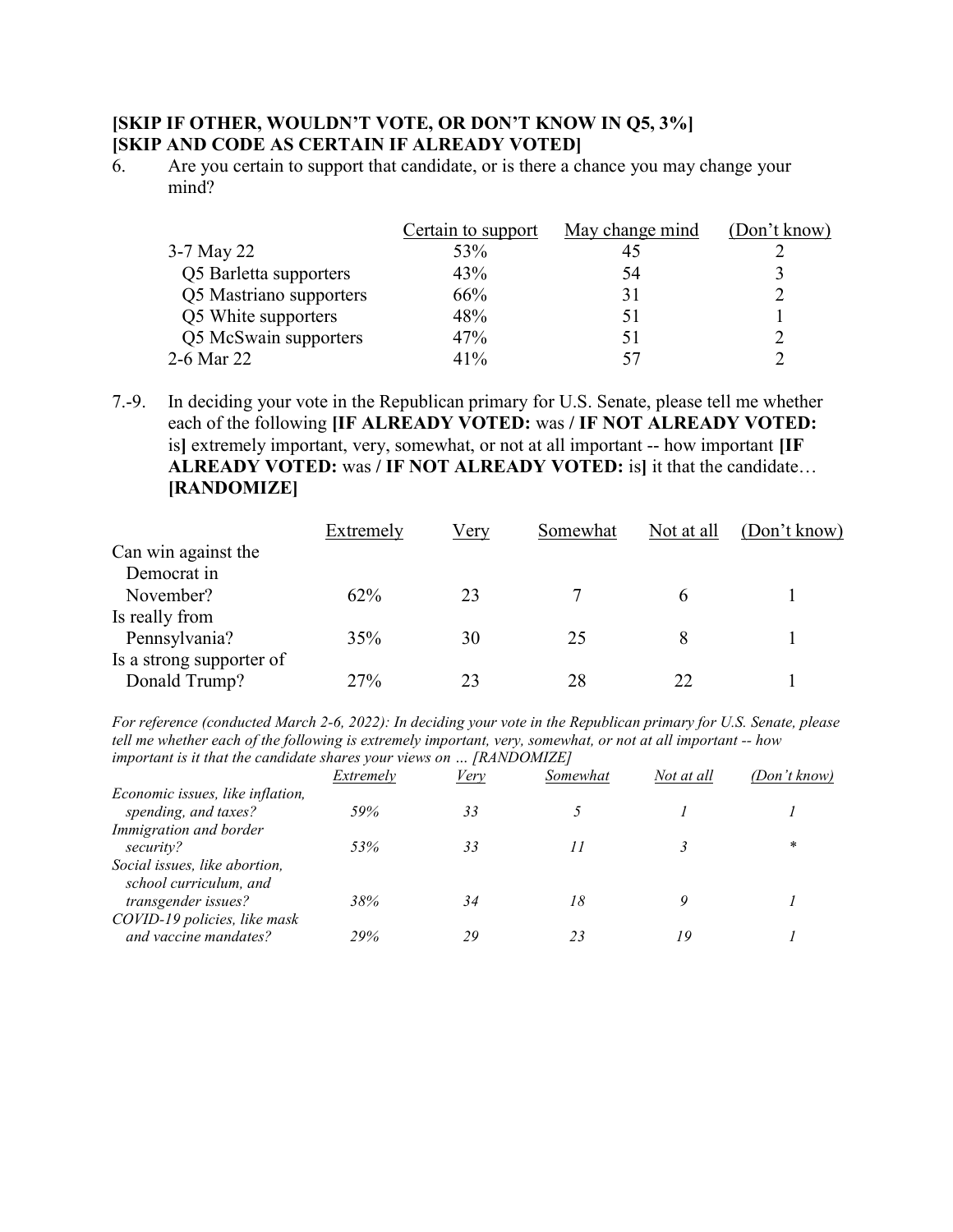**[SKIP IF OTHER, WOULDN'T VOTE, OR DON'T KNOW IN Q5, 3%]**
**[SKIP AND CODE AS CERTAIN IF ALREADY VOTED]**

6. Are you certain to support that candidate, or is there a chance you may change your mind?

| | Certain to support | May change mind | (Don't know) |
|---|---|---|---|
| 3-7 May 22 | 53% | 45 | 2 |
| Q5 Barletta supporters | 43% | 54 | 3 |
| Q5 Mastriano supporters | 66% | 31 | 2 |
| Q5 White supporters | 48% | 51 | 1 |
| Q5 McSwain supporters | 47% | 51 | 2 |
| 2-6 Mar 22 | 41% | 57 | 2 |

7.-9. In deciding your vote in the Republican primary for U.S. Senate, please tell me whether each of the following **[IF ALREADY VOTED:** was **/ IF NOT ALREADY VOTED:** is**]** extremely important, very, somewhat, or not at all important -- how important **[IF ALREADY VOTED:** was **/ IF NOT ALREADY VOTED:** is**]** it that the candidate… **[RANDOMIZE]**

| | Extremely | Very | Somewhat | Not at all | (Don't know) |
|---|---|---|---|---|---|
| Can win against the Democrat in November? | 62% | 23 | 7 | 6 | 1 |
| Is really from Pennsylvania? | 35% | 30 | 25 | 8 | 1 |
| Is a strong supporter of Donald Trump? | 27% | 23 | 28 | 22 | 1 |

*For reference (conducted March 2-6, 2022): In deciding your vote in the Republican primary for U.S. Senate, please tell me whether each of the following is extremely important, very, somewhat, or not at all important -- how important is it that the candidate shares your views on … [RANDOMIZE]*

| | *Extremely* | *Very* | *Somewhat* | *Not at all* | *(Don't know)* |
|---|---|---|---|---|---|
| *Economic issues, like inflation, spending, and taxes?* | *59%* | *33* | *5* | *1* | *1* |
| *Immigration and border security?* | *53%* | *33* | *11* | *3* | * |
| *Social issues, like abortion, school curriculum, and transgender issues?* | *38%* | *34* | *18* | *9* | *1* |
| *COVID-19 policies, like mask and vaccine mandates?* | *29%* | *29* | *23* | *19* | *1* |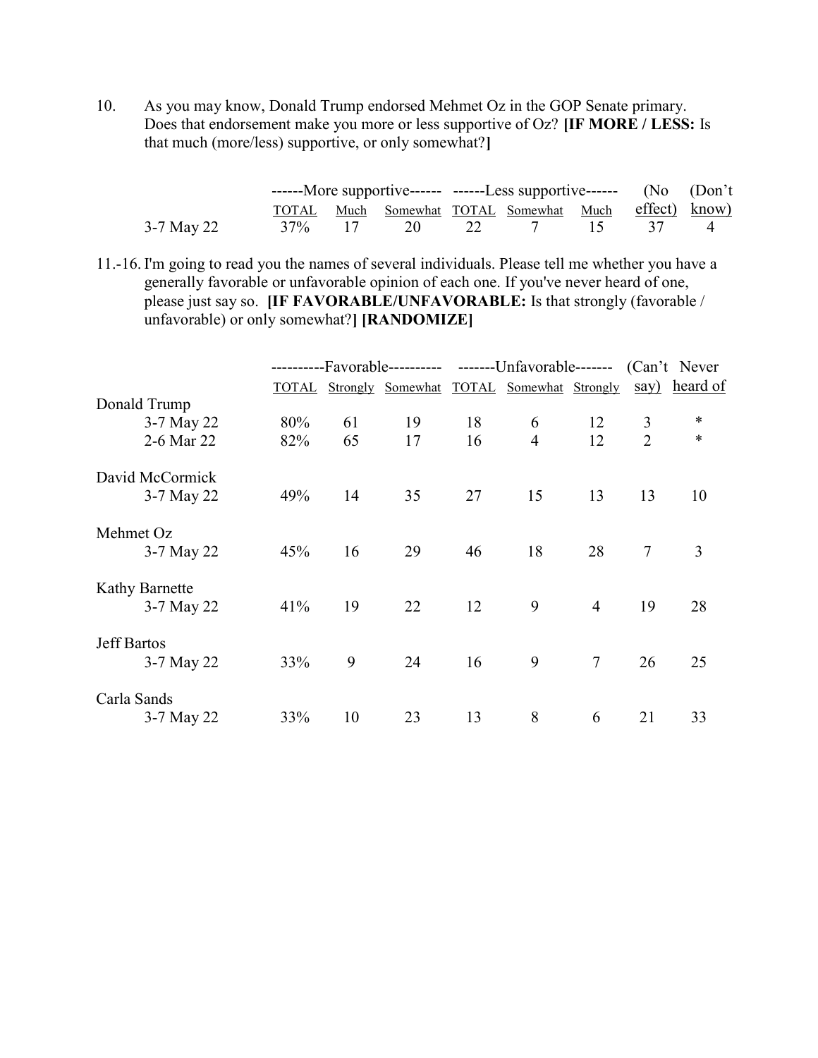10. As you may know, Donald Trump endorsed Mehmet Oz in the GOP Senate primary. Does that endorsement make you more or less supportive of Oz? **[IF MORE / LESS:** Is that much (more/less) supportive, or only somewhat?**]**

| | ------More supportive------ | | | ------Less supportive------ | | | (No | (Don't |
|---|---|---|---|---|---|---|---|---|
| | TOTAL | Much | Somewhat | TOTAL | Somewhat | Much | effect) | know) |
| 3-7 May 22 | 37% | 17 | 20 | 22 | 7 | 15 | 37 | 4 |

11.-16. I'm going to read you the names of several individuals. Please tell me whether you have a generally favorable or unfavorable opinion of each one. If you've never heard of one, please just say so. **[IF FAVORABLE/UNFAVORABLE:** Is that strongly (favorable / unfavorable) or only somewhat?**] [RANDOMIZE]**

| | ----------Favorable---------- | | | -------Unfavorable------- | | | (Can't | Never |
|---|---|---|---|---|---|---|---|---|
| | TOTAL | Strongly | Somewhat | TOTAL | Somewhat | Strongly | say) | heard of |
| Donald Trump | | | | | | | | |
| 3-7 May 22 | 80% | 61 | 19 | 18 | 6 | 12 | 3 | * |
| 2-6 Mar 22 | 82% | 65 | 17 | 16 | 4 | 12 | 2 | * |
| David McCormick | | | | | | | | |
| 3-7 May 22 | 49% | 14 | 35 | 27 | 15 | 13 | 13 | 10 |
| Mehmet Oz | | | | | | | | |
| 3-7 May 22 | 45% | 16 | 29 | 46 | 18 | 28 | 7 | 3 |
| Kathy Barnette | | | | | | | | |
| 3-7 May 22 | 41% | 19 | 22 | 12 | 9 | 4 | 19 | 28 |
| Jeff Bartos | | | | | | | | |
| 3-7 May 22 | 33% | 9 | 24 | 16 | 9 | 7 | 26 | 25 |
| Carla Sands | | | | | | | | |
| 3-7 May 22 | 33% | 10 | 23 | 13 | 8 | 6 | 21 | 33 |